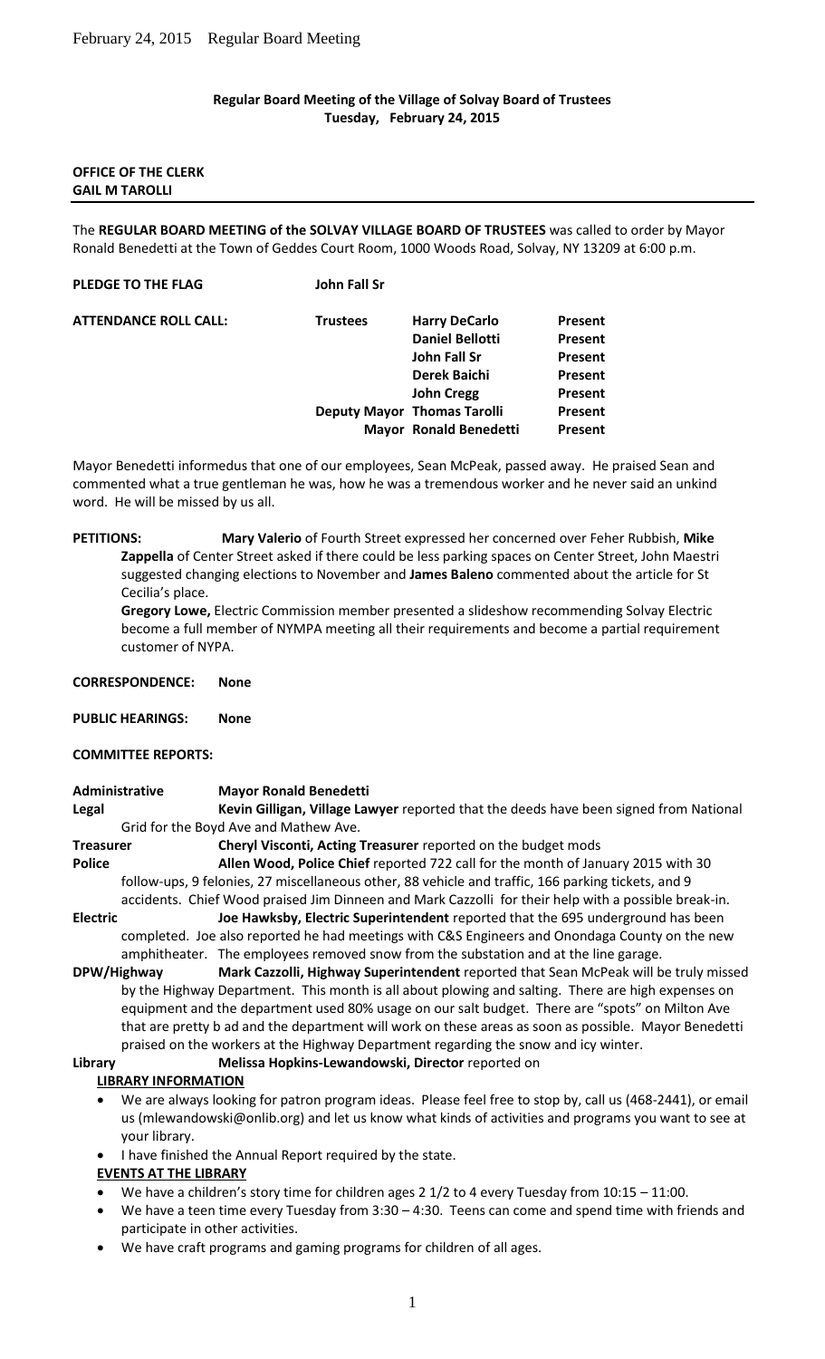**Regular Board Meeting of the Village of Solvay Board of Trustees**
**Tuesday, February 24, 2015**

**OFFICE OF THE CLERK**
**GAIL M TAROLLI**

---

The **REGULAR BOARD MEETING of the SOLVAY VILLAGE BOARD OF TRUSTEES** was called to order by Mayor Ronald Benedetti at the Town of Geddes Court Room, 1000 Woods Road, Solvay, NY 13209 at 6:00 p.m.

**PLEDGE TO THE FLAG** **John Fall Sr**

| **ATTENDANCE ROLL CALL:** | **Trustees** | **Harry DeCarlo** | **Present** |
|---|---|---|---|
| | | **Daniel Bellotti** | **Present** |
| | | **John Fall Sr** | **Present** |
| | | **Derek Baichi** | **Present** |
| | | **John Cregg** | **Present** |
| | **Deputy Mayor** | **Thomas Tarolli** | **Present** |
| | **Mayor** | **Ronald Benedetti** | **Present** |

Mayor Benedetti informedus that one of our employees, Sean McPeak, passed away. He praised Sean and commented what a true gentleman he was, how he was a tremendous worker and he never said an unkind word. He will be missed by us all.

**PETITIONS:** **Mary Valerio** of Fourth Street expressed her concerned over Feher Rubbish, **Mike Zappella** of Center Street asked if there could be less parking spaces on Center Street, John Maestri suggested changing elections to November and **James Baleno** commented about the article for St Cecilia's place.

**Gregory Lowe,** Electric Commission member presented a slideshow recommending Solvay Electric become a full member of NYMPA meeting all their requirements and become a partial requirement customer of NYPA.

**CORRESPONDENCE:** **None**

**PUBLIC HEARINGS:** **None**

**COMMITTEE REPORTS:**

**Administrative** **Mayor Ronald Benedetti**

**Legal** **Kevin Gilligan, Village Lawyer** reported that the deeds have been signed from National Grid for the Boyd Ave and Mathew Ave.

**Treasurer** **Cheryl Visconti, Acting Treasurer** reported on the budget mods

**Police** **Allen Wood, Police Chief** reported 722 call for the month of January 2015 with 30 follow-ups, 9 felonies, 27 miscellaneous other, 88 vehicle and traffic, 166 parking tickets, and 9 accidents. Chief Wood praised Jim Dinneen and Mark Cazzolli for their help with a possible break-in.

**Electric** **Joe Hawksby, Electric Superintendent** reported that the 695 underground has been completed. Joe also reported he had meetings with C&S Engineers and Onondaga County on the new amphitheater. The employees removed snow from the substation and at the line garage.

**DPW/Highway** **Mark Cazzolli, Highway Superintendent** reported that Sean McPeak will be truly missed by the Highway Department. This month is all about plowing and salting. There are high expenses on equipment and the department used 80% usage on our salt budget. There are "spots" on Milton Ave that are pretty b ad and the department will work on these areas as soon as possible. Mayor Benedetti praised on the workers at the Highway Department regarding the snow and icy winter.

**Library** **Melissa Hopkins-Lewandowski, Director** reported on

**LIBRARY INFORMATION**

- We are always looking for patron program ideas. Please feel free to stop by, call us (468-2441), or email us (mlewandowski@onlib.org) and let us know what kinds of activities and programs you want to see at your library.
- I have finished the Annual Report required by the state.

**EVENTS AT THE LIBRARY**

- We have a children's story time for children ages 2 1/2 to 4 every Tuesday from 10:15 – 11:00.
- We have a teen time every Tuesday from 3:30 – 4:30. Teens can come and spend time with friends and participate in other activities.
- We have craft programs and gaming programs for children of all ages.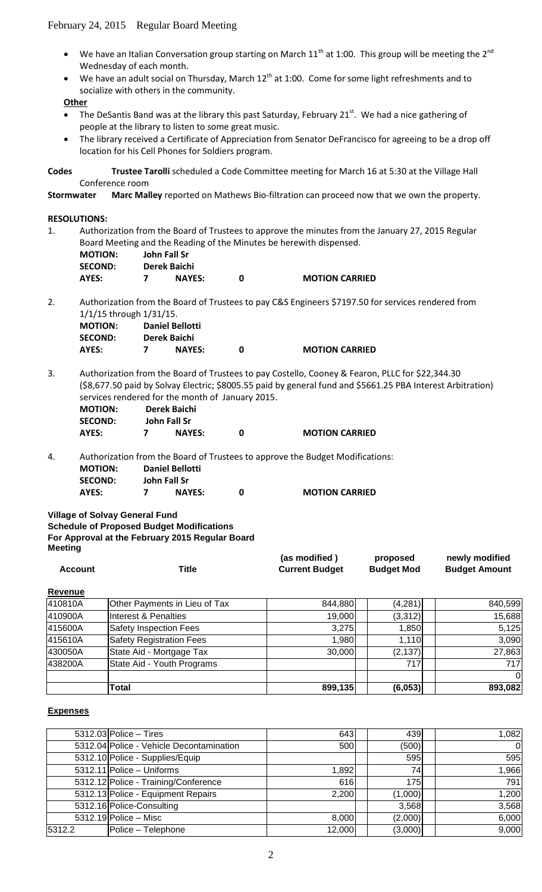- We have an Italian Conversation group starting on March 11th at 1:00. This group will be meeting the 2nd Wednesday of each month.
- We have an adult social on Thursday, March 12th at 1:00. Come for some light refreshments and to socialize with others in the community.

**Other**

- The DeSantis Band was at the library this past Saturday, February 21st. We had a nice gathering of people at the library to listen to some great music.
- The library received a Certificate of Appreciation from Senator DeFrancisco for agreeing to be a drop off location for his Cell Phones for Soldiers program.

**Codes** **Trustee Tarolli** scheduled a Code Committee meeting for March 16 at 5:30 at the Village Hall Conference room

**Stormwater** **Marc Malley** reported on Mathews Bio-filtration can proceed now that we own the property.

**RESOLUTIONS:**

1. Authorization from the Board of Trustees to approve the minutes from the January 27, 2015 Regular Board Meeting and the Reading of the Minutes be herewith dispensed.

   **MOTION:** **John Fall Sr**
   **SECOND:** **Derek Baichi**
   **AYES:** **7** **NAYES:** **0** **MOTION CARRIED**

2. Authorization from the Board of Trustees to pay C&S Engineers $7197.50 for services rendered from 1/1/15 through 1/31/15.

   **MOTION:** **Daniel Bellotti**
   **SECOND:** **Derek Baichi**
   **AYES:** **7** **NAYES:** **0** **MOTION CARRIED**

3. Authorization from the Board of Trustees to pay Costello, Cooney & Fearon, PLLC for $22,344.30 ($8,677.50 paid by Solvay Electric; $8005.55 paid by general fund and $5661.25 PBA Interest Arbitration) services rendered for the month of January 2015.

   **MOTION:** **Derek Baichi**
   **SECOND:** **John Fall Sr**
   **AYES:** **7** **NAYES:** **0** **MOTION CARRIED**

4. Authorization from the Board of Trustees to approve the Budget Modifications:

   **MOTION:** **Daniel Bellotti**
   **SECOND:** **John Fall Sr**
   **AYES:** **7** **NAYES:** **0** **MOTION CARRIED**

**Village of Solvay General Fund**
**Schedule of Proposed Budget Modifications**
**For Approval at the February 2015 Regular Board Meeting**

**Revenue**

| Account | Title | (as modified) Current Budget | proposed Budget Mod | newly modified Budget Amount |
|---|---|---|---|---|
| 410810A | Other Payments in Lieu of Tax | 844,880 | (4,281) | 840,599 |
| 410900A | Interest & Penalties | 19,000 | (3,312) | 15,688 |
| 415600A | Safety Inspection Fees | 3,275 | 1,850 | 5,125 |
| 415610A | Safety Registration Fees | 1,980 | 1,110 | 3,090 |
| 430050A | State Aid - Mortgage Tax | 30,000 | (2,137) | 27,863 |
| 438200A | State Aid - Youth Programs | | 717 | 717 |
| | | | | 0 |
| | **Total** | **899,135** | **(6,053)** | **893,082** |

**Expenses**

| Account | Title | (as modified) Current Budget | proposed Budget Mod | newly modified Budget Amount |
|---|---|---|---|---|
| 5312.03 | Police – Tires | 643 | 439 | 1,082 |
| 5312.04 | Police - Vehicle Decontamination | 500 | (500) | 0 |
| 5312.10 | Police - Supplies/Equip | | 595 | 595 |
| 5312.11 | Police – Uniforms | 1,892 | 74 | 1,966 |
| 5312.12 | Police - Training/Conference | 616 | 175 | 791 |
| 5312.13 | Police - Equipment Repairs | 2,200 | (1,000) | 1,200 |
| 5312.16 | Police-Consulting | | 3,568 | 3,568 |
| 5312.19 | Police – Misc | 8,000 | (2,000) | 6,000 |
| 5312.2 | Police – Telephone | 12,000 | (3,000) | 9,000 |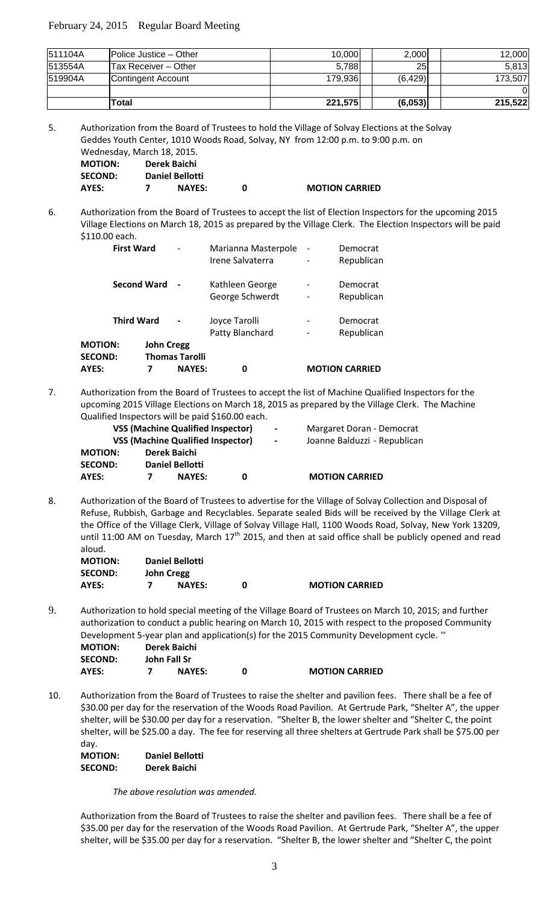| 511104A | Police Justice – Other | 10,000 | 2,000 | 12,000 |
|---|---|---|---|---|
| 513554A | Tax Receiver – Other | 5,788 | 25 | 5,813 |
| 519904A | Contingent Account | 179,936 | (6,429) | 173,507 |
| | | | | 0 |
| | **Total** | **221,575** | **(6,053)** | **215,522** |

5. Authorization from the Board of Trustees to hold the Village of Solvay Elections at the Solvay Geddes Youth Center, 1010 Woods Road, Solvay, NY from 12:00 p.m. to 9:00 p.m. on Wednesday, March 18, 2015.

   **MOTION:** **Derek Baichi**
   **SECOND:** **Daniel Bellotti**
   **AYES:** **7** **NAYES:** **0** **MOTION CARRIED**

6. Authorization from the Board of Trustees to accept the list of Election Inspectors for the upcoming 2015 Village Elections on March 18, 2015 as prepared by the Village Clerk. The Election Inspectors will be paid $110.00 each.

   | | | | |
   |---|---|---|---|
   | **First Ward** | - | Marianna Masterpole | - Democrat |
   | | | Irene Salvaterra | - Republican |
   | **Second Ward** | - | Kathleen George | - Democrat |
   | | | George Schwerdt | - Republican |
   | **Third Ward** | - | Joyce Tarolli | - Democrat |
   | | | Patty Blanchard | - Republican |

   **MOTION:** **John Cregg**
   **SECOND:** **Thomas Tarolli**
   **AYES:** **7** **NAYES:** **0** **MOTION CARRIED**

7. Authorization from the Board of Trustees to accept the list of Machine Qualified Inspectors for the upcoming 2015 Village Elections on March 18, 2015 as prepared by the Village Clerk. The Machine Qualified Inspectors will be paid $160.00 each.

   **VSS (Machine Qualified Inspector)** - Margaret Doran - Democrat
   **VSS (Machine Qualified Inspector)** - Joanne Balduzzi - Republican

   **MOTION:** **Derek Baichi**
   **SECOND:** **Daniel Bellotti**
   **AYES:** **7** **NAYES:** **0** **MOTION CARRIED**

8. Authorization of the Board of Trustees to advertise for the Village of Solvay Collection and Disposal of Refuse, Rubbish, Garbage and Recyclables. Separate sealed Bids will be received by the Village Clerk at the Office of the Village Clerk, Village of Solvay Village Hall, 1100 Woods Road, Solvay, New York 13209, until 11:00 AM on Tuesday, March 17th 2015, and then at said office shall be publicly opened and read aloud.

   **MOTION:** **Daniel Bellotti**
   **SECOND:** **John Cregg**
   **AYES:** **7** **NAYES:** **0** **MOTION CARRIED**

9. Authorization to hold special meeting of the Village Board of Trustees on March 10, 2015; and further authorization to conduct a public hearing on March 10, 2015 with respect to the proposed Community Development 5-year plan and application(s) for the 2015 Community Development cycle. "

   **MOTION:** **Derek Baichi**
   **SECOND:** **John Fall Sr**
   **AYES:** **7** **NAYES:** **0** **MOTION CARRIED**

10. Authorization from the Board of Trustees to raise the shelter and pavilion fees. There shall be a fee of $30.00 per day for the reservation of the Woods Road Pavilion. At Gertrude Park, "Shelter A", the upper shelter, will be $30.00 per day for a reservation. "Shelter B, the lower shelter and "Shelter C, the point shelter, will be $25.00 a day. The fee for reserving all three shelters at Gertrude Park shall be $75.00 per day.

    **MOTION:** **Daniel Bellotti**
    **SECOND:** **Derek Baichi**

    *The above resolution was amended.*

    Authorization from the Board of Trustees to raise the shelter and pavilion fees. There shall be a fee of $35.00 per day for the reservation of the Woods Road Pavilion. At Gertrude Park, "Shelter A", the upper shelter, will be $35.00 per day for a reservation. "Shelter B, the lower shelter and "Shelter C, the point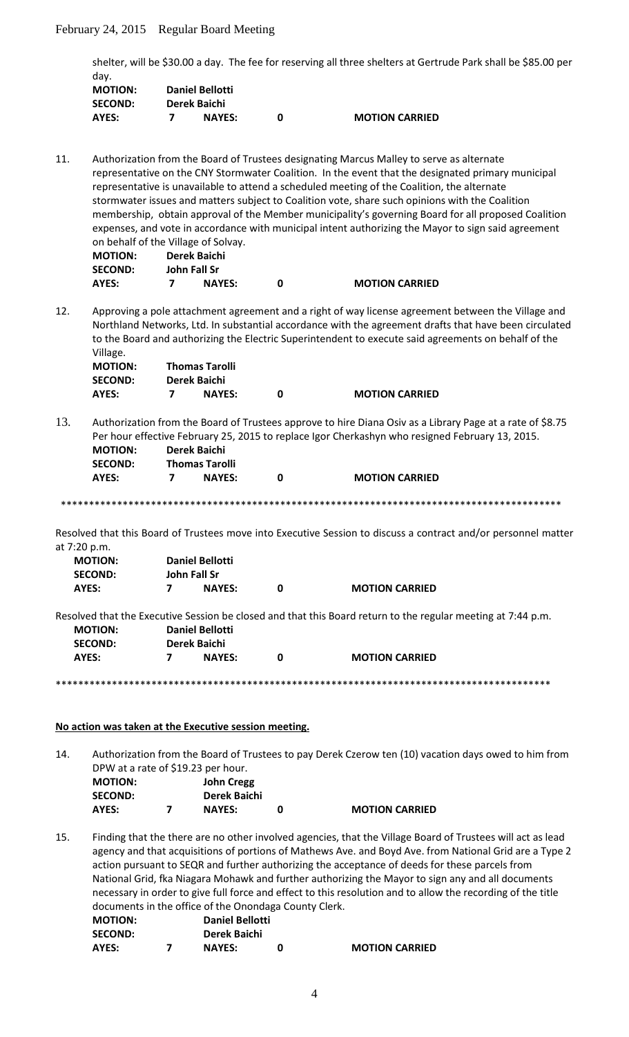shelter, will be $30.00 a day. The fee for reserving all three shelters at Gertrude Park shall be $85.00 per day.

| | | | | |
|---|---|---|---|---|
| **MOTION:** | **Daniel Bellotti** | | | |
| **SECOND:** | **Derek Baichi** | | | |
| **AYES:** | **7** | **NAYES:** | **0** | **MOTION CARRIED** |

11. Authorization from the Board of Trustees designating Marcus Malley to serve as alternate representative on the CNY Stormwater Coalition. In the event that the designated primary municipal representative is unavailable to attend a scheduled meeting of the Coalition, the alternate stormwater issues and matters subject to Coalition vote, share such opinions with the Coalition membership, obtain approval of the Member municipality's governing Board for all proposed Coalition expenses, and vote in accordance with municipal intent authorizing the Mayor to sign said agreement on behalf of the Village of Solvay.

| | | | | |
|---|---|---|---|---|
| **MOTION:** | **Derek Baichi** | | | |
| **SECOND:** | **John Fall Sr** | | | |
| **AYES:** | **7** | **NAYES:** | **0** | **MOTION CARRIED** |

12. Approving a pole attachment agreement and a right of way license agreement between the Village and Northland Networks, Ltd. In substantial accordance with the agreement drafts that have been circulated to the Board and authorizing the Electric Superintendent to execute said agreements on behalf of the Village.

| | | | | |
|---|---|---|---|---|
| **MOTION:** | **Thomas Tarolli** | | | |
| **SECOND:** | **Derek Baichi** | | | |
| **AYES:** | **7** | **NAYES:** | **0** | **MOTION CARRIED** |

13. Authorization from the Board of Trustees approve to hire Diana Osiv as a Library Page at a rate of $8.75 Per hour effective February 25, 2015 to replace Igor Cherkashyn who resigned February 13, 2015.

| | | | | |
|---|---|---|---|---|
| **MOTION:** | **Derek Baichi** | | | |
| **SECOND:** | **Thomas Tarolli** | | | |
| **AYES:** | **7** | **NAYES:** | **0** | **MOTION CARRIED** |

*******************************************************************************************

Resolved that this Board of Trustees move into Executive Session to discuss a contract and/or personnel matter at 7:20 p.m.

| | | | | |
|---|---|---|---|---|
| **MOTION:** | **Daniel Bellotti** | | | |
| **SECOND:** | **John Fall Sr** | | | |
| **AYES:** | **7** | **NAYES:** | **0** | **MOTION CARRIED** |

Resolved that the Executive Session be closed and that this Board return to the regular meeting at 7:44 p.m.

| | | | | |
|---|---|---|---|---|
| **MOTION:** | **Daniel Bellotti** | | | |
| **SECOND:** | **Derek Baichi** | | | |
| **AYES:** | **7** | **NAYES:** | **0** | **MOTION CARRIED** |

*******************************************************************************************

**No action was taken at the Executive session meeting.**

14. Authorization from the Board of Trustees to pay Derek Czerow ten (10) vacation days owed to him from DPW at a rate of $19.23 per hour.

| | | | | |
|---|---|---|---|---|
| **MOTION:** | | **John Cregg** | | |
| **SECOND:** | | **Derek Baichi** | | |
| **AYES:** | **7** | **NAYES:** | **0** | **MOTION CARRIED** |

15. Finding that the there are no other involved agencies, that the Village Board of Trustees will act as lead agency and that acquisitions of portions of Mathews Ave. and Boyd Ave. from National Grid are a Type 2 action pursuant to SEQR and further authorizing the acceptance of deeds for these parcels from National Grid, fka Niagara Mohawk and further authorizing the Mayor to sign any and all documents necessary in order to give full force and effect to this resolution and to allow the recording of the title documents in the office of the Onondaga County Clerk.

| | | | | |
|---|---|---|---|---|
| **MOTION:** | | **Daniel Bellotti** | | |
| **SECOND:** | | **Derek Baichi** | | |
| **AYES:** | **7** | **NAYES:** | **0** | **MOTION CARRIED** |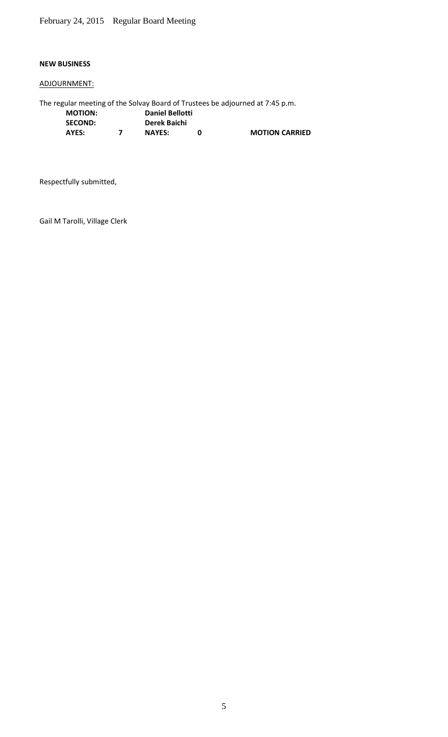**NEW BUSINESS**

ADJOURNMENT:

The regular meeting of the Solvay Board of Trustees be adjourned at 7:45 p.m.

| | | | | |
|---|---|---|---|---|
| **MOTION:** | | **Daniel Bellotti** | | |
| **SECOND:** | | **Derek Baichi** | | |
| **AYES:** | **7** | **NAYES:** | **0** | **MOTION CARRIED** |

Respectfully submitted,

Gail M Tarolli, Village Clerk